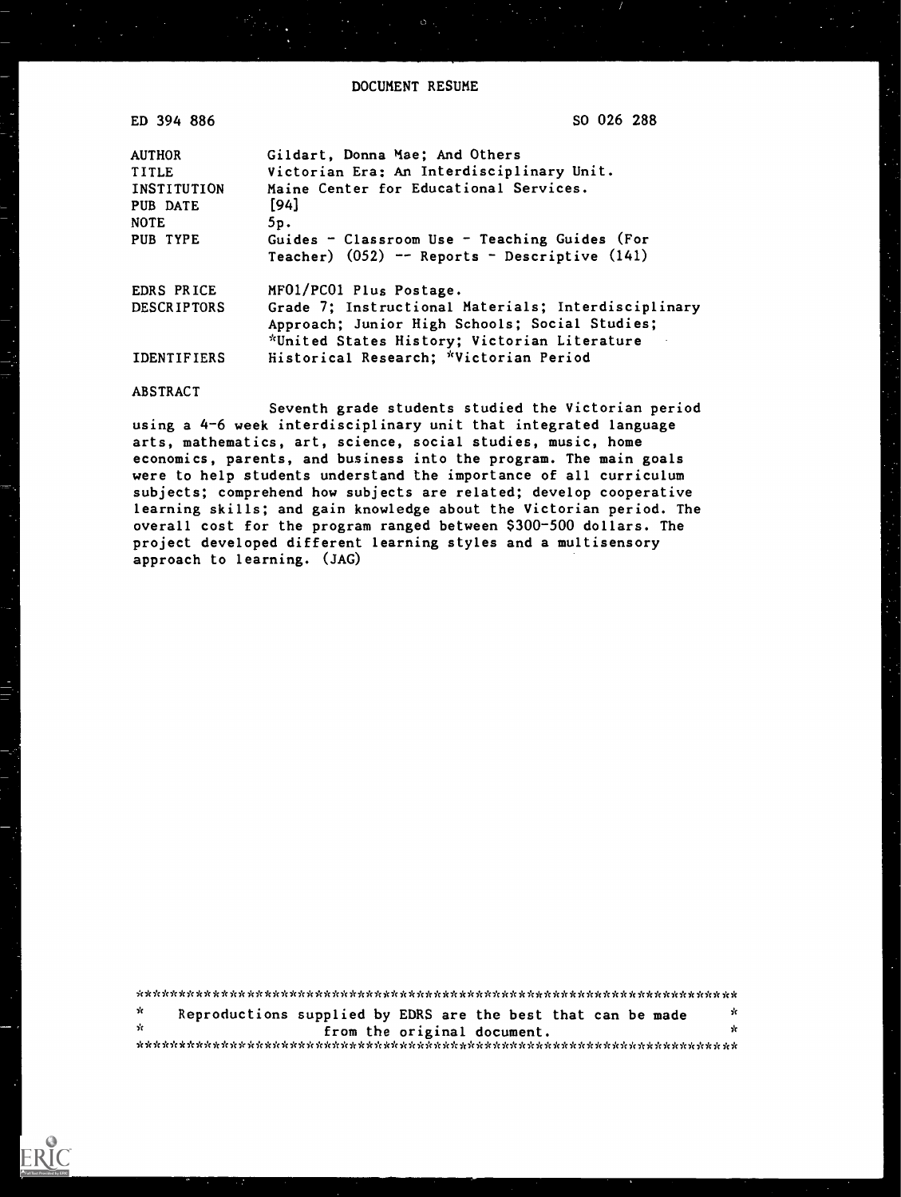DOCUMENT RESUME

| ED 394 886 | SO 026 288 |
| --- | --- |
| AUTHOR | Gildart, Donna Mae; And Others |
| TITLE | Victorian Era: An Interdisciplinary Unit. |
| INSTITUTION | Maine Center for Educational Services. |
| PUB DATE | [94] |
| NOTE | 5p. |
| PUB TYPE | Guides - Classroom Use - Teaching Guides (For Teacher) (052) -- Reports - Descriptive (141) |
| EDRS PRICE | MF01/PC01 Plus Postage. |
| DESCRIPTORS | Grade 7; Instructional Materials; Interdisciplinary Approach; Junior High Schools; Social Studies; *United States History; Victorian Literature |
| IDENTIFIERS | Historical Research; *Victorian Period |

ABSTRACT

Seventh grade students studied the Victorian period using a 4-6 week interdisciplinary unit that integrated language arts, mathematics, art, science, social studies, music, home economics, parents, and business into the program. The main goals were to help students understand the importance of all curriculum subjects; comprehend how subjects are related; develop cooperative learning skills; and gain knowledge about the Victorian period. The overall cost for the program ranged between $300-500 dollars. The project developed different learning styles and a multisensory approach to learning. (JAG)

***********************************************************************
* Reproductions supplied by EDRS are the best that can be made *
* from the original document. *
***********************************************************************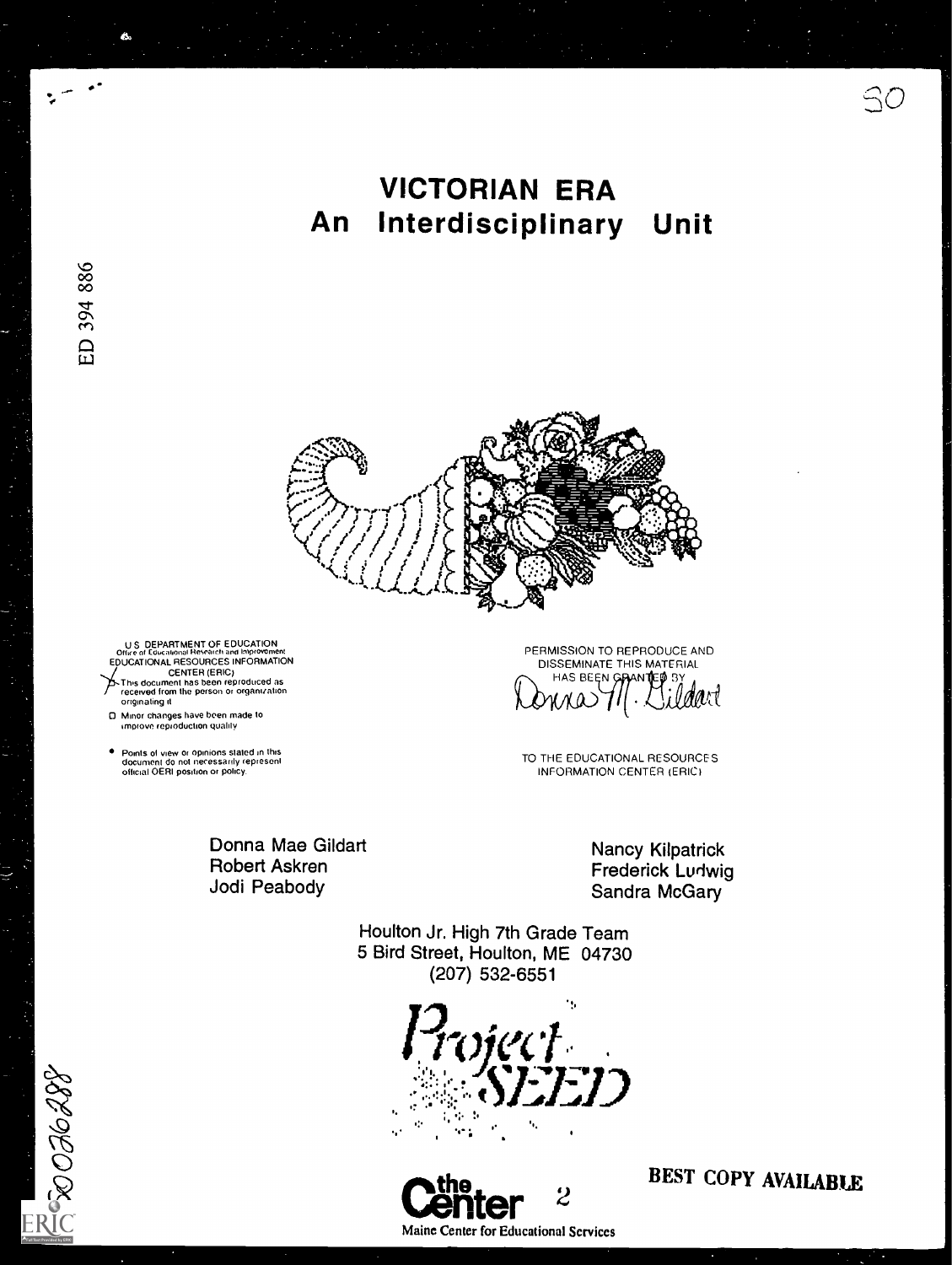# VICTORIAN ERA
# An Interdisciplinary Unit

U S DEPARTMENT OF EDUCATION
Office of Educational Research and Improvement
EDUCATIONAL RESOURCES INFORMATION CENTER (ERIC)

- This document has been reproduced as received from the person or organization originating it
- Minor changes have been made to improve reproduction quality
- Points of view or opinions stated in this document do not necessarily represent official OERI position or policy.

PERMISSION TO REPRODUCE AND DISSEMINATE THIS MATERIAL HAS BEEN GRANTED BY

Donna M. Gildart

TO THE EDUCATIONAL RESOURCES INFORMATION CENTER (ERIC)

Donna Mae Gildart
Robert Askren
Jodi Peabody

Nancy Kilpatrick
Frederick Ludwig
Sandra McGary

Houlton Jr. High 7th Grade Team
5 Bird Street, Houlton, ME 04730
(207) 532-6551

Project SEED

the Center
Maine Center for Educational Services

BEST COPY AVAILABLE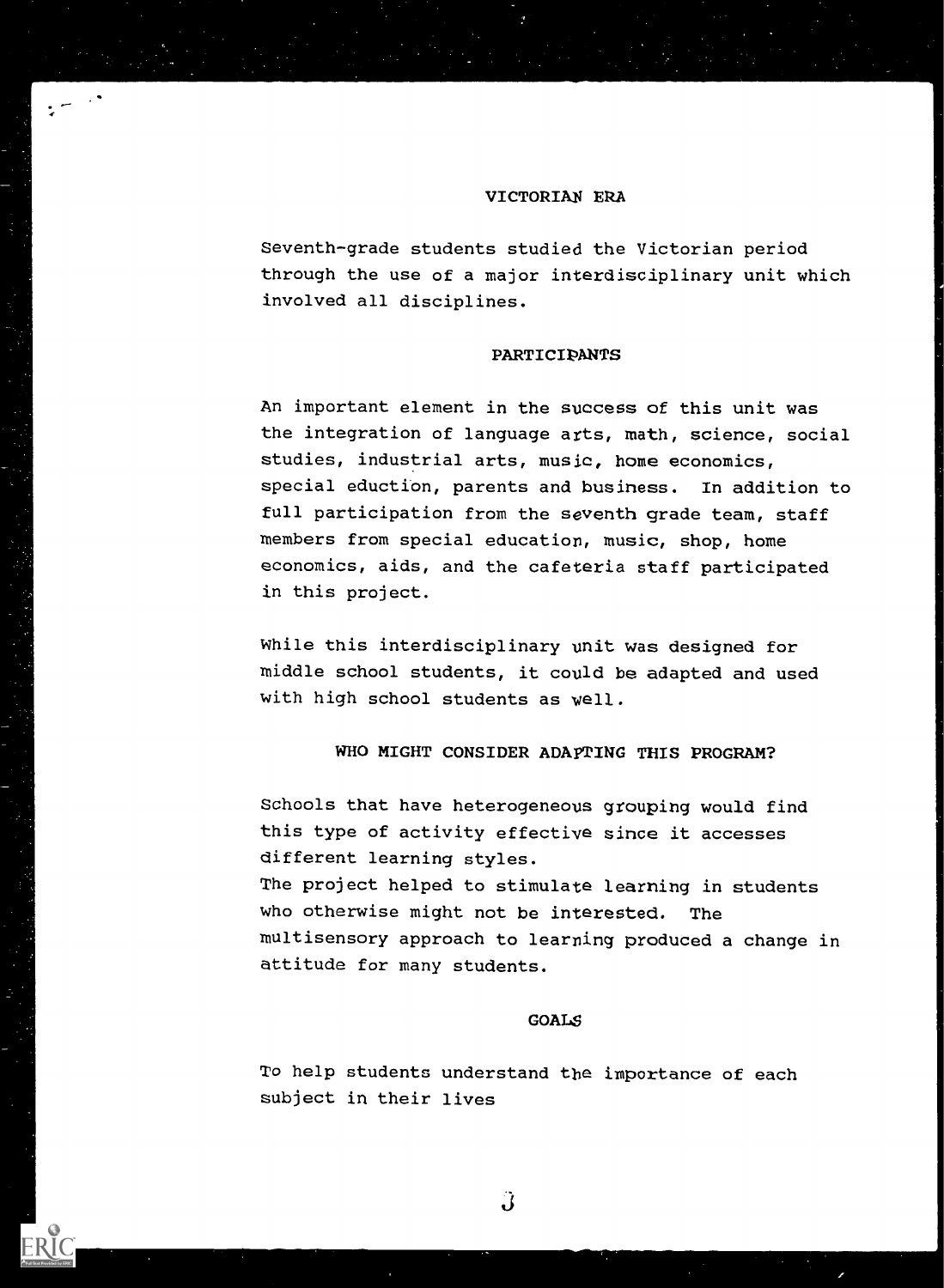## VICTORIAN ERA

Seventh-grade students studied the Victorian period through the use of a major interdisciplinary unit which involved all disciplines.

## PARTICIPANTS

An important element in the success of this unit was the integration of language arts, math, science, social studies, industrial arts, music, home economics, special eduction, parents and business. In addition to full participation from the seventh grade team, staff members from special education, music, shop, home economics, aids, and the cafeteria staff participated in this project.

While this interdisciplinary unit was designed for middle school students, it could be adapted and used with high school students as well.

## WHO MIGHT CONSIDER ADAPTING THIS PROGRAM?

Schools that have heterogeneous grouping would find this type of activity effective since it accesses different learning styles.
The project helped to stimulate learning in students who otherwise might not be interested. The multisensory approach to learning produced a change in attitude for many students.

## GOALS

To help students understand the importance of each subject in their lives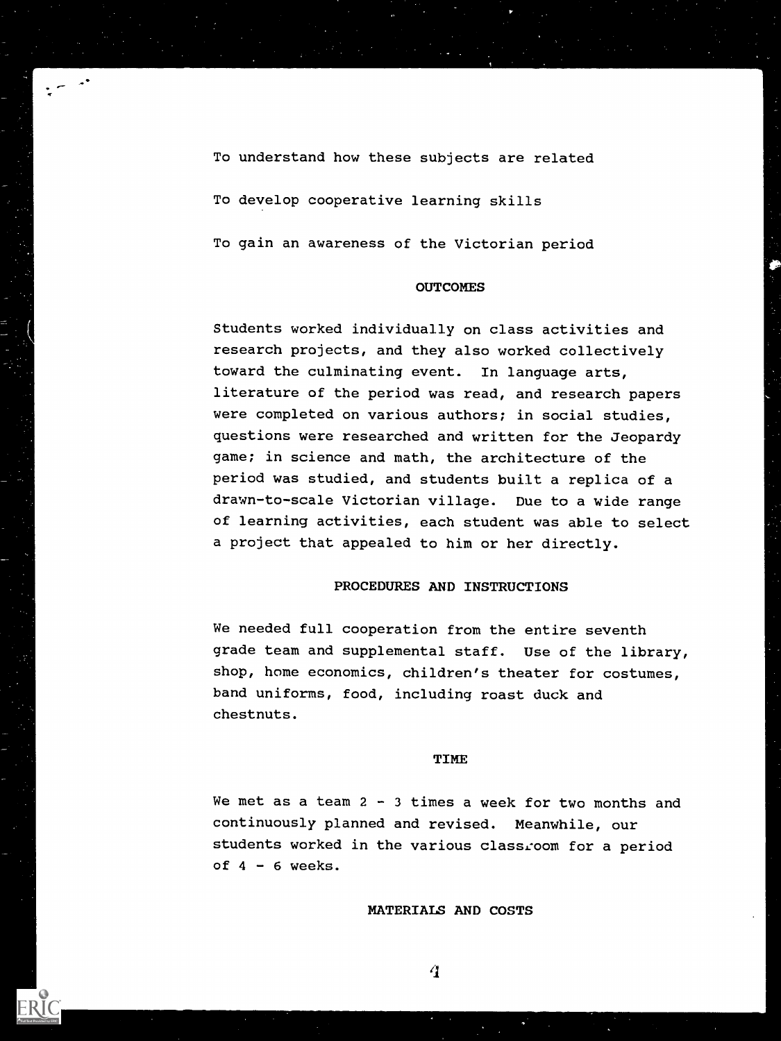To understand how these subjects are related

To develop cooperative learning skills

To gain an awareness of the Victorian period

## OUTCOMES

Students worked individually on class activities and research projects, and they also worked collectively toward the culminating event. In language arts, literature of the period was read, and research papers were completed on various authors; in social studies, questions were researched and written for the Jeopardy game; in science and math, the architecture of the period was studied, and students built a replica of a drawn-to-scale Victorian village. Due to a wide range of learning activities, each student was able to select a project that appealed to him or her directly.

## PROCEDURES AND INSTRUCTIONS

We needed full cooperation from the entire seventh grade team and supplemental staff. Use of the library, shop, home economics, children's theater for costumes, band uniforms, food, including roast duck and chestnuts.

## TIME

We met as a team 2 - 3 times a week for two months and continuously planned and revised. Meanwhile, our students worked in the various classroom for a period of 4 - 6 weeks.

## MATERIALS AND COSTS